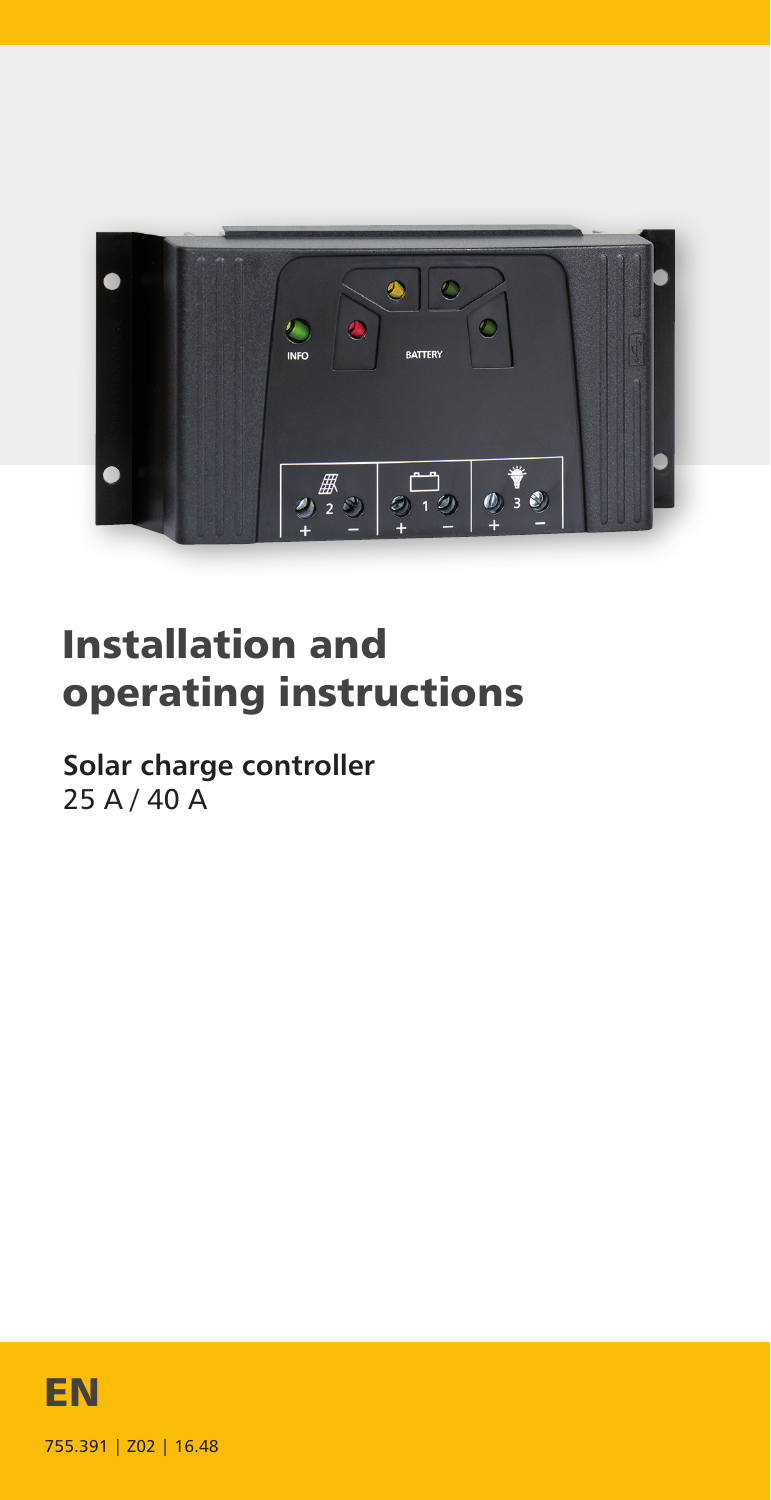# Installation and operating instructions

**Solar charge controller**
25 A / 40 A

EN

755.391 | Z02 | 16.48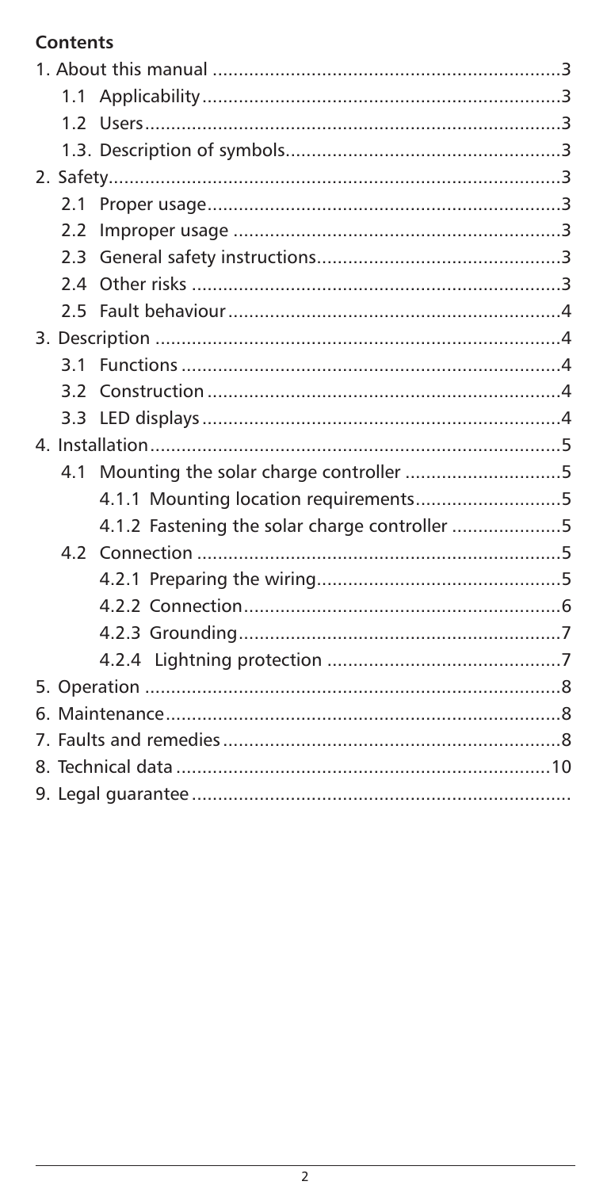**Contents**

1. About this manual .................................................................3
   - 1.1 Applicability .................................................................3
   - 1.2 Users .................................................................3
   - 1.3. Description of symbols .................................................................3
2. Safety .................................................................3
   - 2.1 Proper usage .................................................................3
   - 2.2 Improper usage .................................................................3
   - 2.3 General safety instructions .................................................................3
   - 2.4 Other risks .................................................................3
   - 2.5 Fault behaviour .................................................................4
3. Description .................................................................4
   - 3.1 Functions .................................................................4
   - 3.2 Construction .................................................................4
   - 3.3 LED displays .................................................................4
4. Installation .................................................................5
   - 4.1 Mounting the solar charge controller .................................................................5
     - 4.1.1 Mounting location requirements .................................................................5
     - 4.1.2 Fastening the solar charge controller .................................................................5
   - 4.2 Connection .................................................................5
     - 4.2.1 Preparing the wiring .................................................................5
     - 4.2.2 Connection .................................................................6
     - 4.2.3 Grounding .................................................................7
     - 4.2.4 Lightning protection .................................................................7
5. Operation .................................................................8
6. Maintenance .................................................................8
7. Faults and remedies .................................................................8
8. Technical data .................................................................10
9. Legal guarantee .................................................................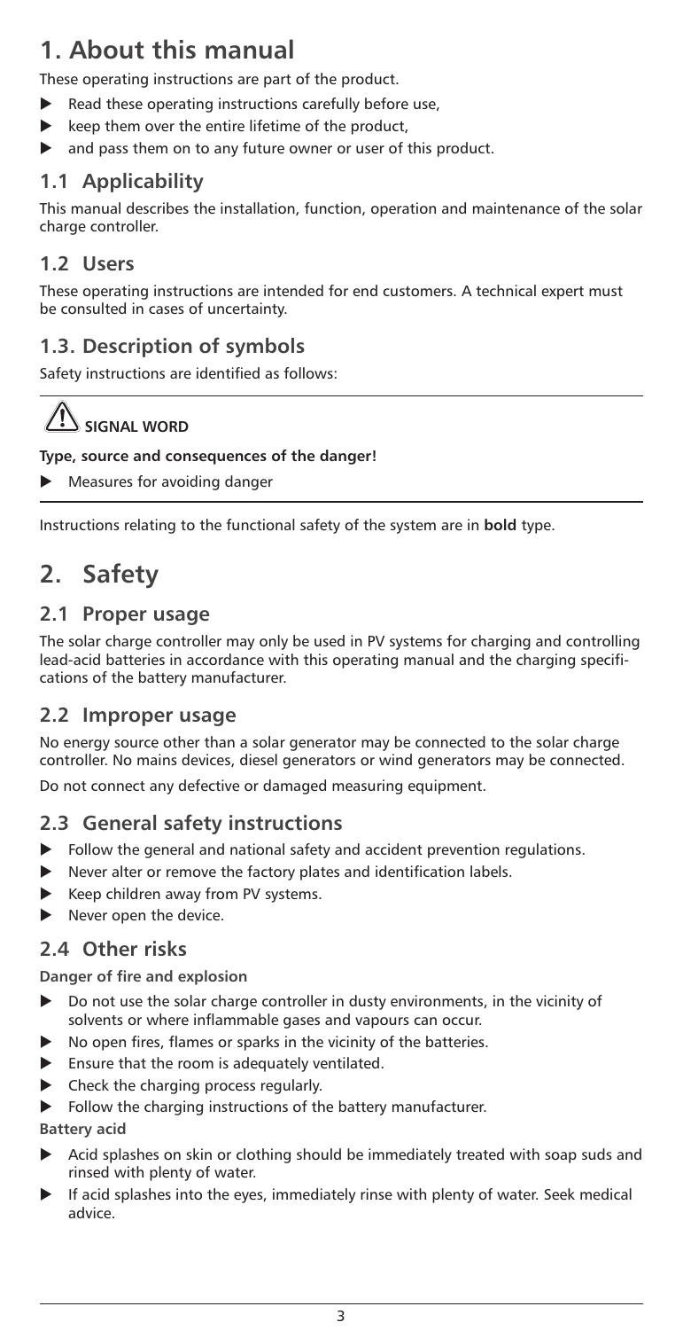# 1. About this manual

These operating instructions are part of the product.

- Read these operating instructions carefully before use,
- keep them over the entire lifetime of the product,
- and pass them on to any future owner or user of this product.

## 1.1 Applicability

This manual describes the installation, function, operation and maintenance of the solar charge controller.

## 1.2 Users

These operating instructions are intended for end customers. A technical expert must be consulted in cases of uncertainty.

## 1.3. Description of symbols

Safety instructions are identified as follows:

---

⚠ **SIGNAL WORD**

**Type, source and consequences of the danger!**

- Measures for avoiding danger

---

Instructions relating to the functional safety of the system are in **bold** type.

# 2. Safety

## 2.1 Proper usage

The solar charge controller may only be used in PV systems for charging and controlling lead-acid batteries in accordance with this operating manual and the charging specifications of the battery manufacturer.

## 2.2 Improper usage

No energy source other than a solar generator may be connected to the solar charge controller. No mains devices, diesel generators or wind generators may be connected.

Do not connect any defective or damaged measuring equipment.

## 2.3 General safety instructions

- Follow the general and national safety and accident prevention regulations.
- Never alter or remove the factory plates and identification labels.
- Keep children away from PV systems.
- Never open the device.

## 2.4 Other risks

**Danger of fire and explosion**

- Do not use the solar charge controller in dusty environments, in the vicinity of solvents or where inflammable gases and vapours can occur.
- No open fires, flames or sparks in the vicinity of the batteries.
- Ensure that the room is adequately ventilated.
- Check the charging process regularly.
- Follow the charging instructions of the battery manufacturer.

**Battery acid**

- Acid splashes on skin or clothing should be immediately treated with soap suds and rinsed with plenty of water.
- If acid splashes into the eyes, immediately rinse with plenty of water. Seek medical advice.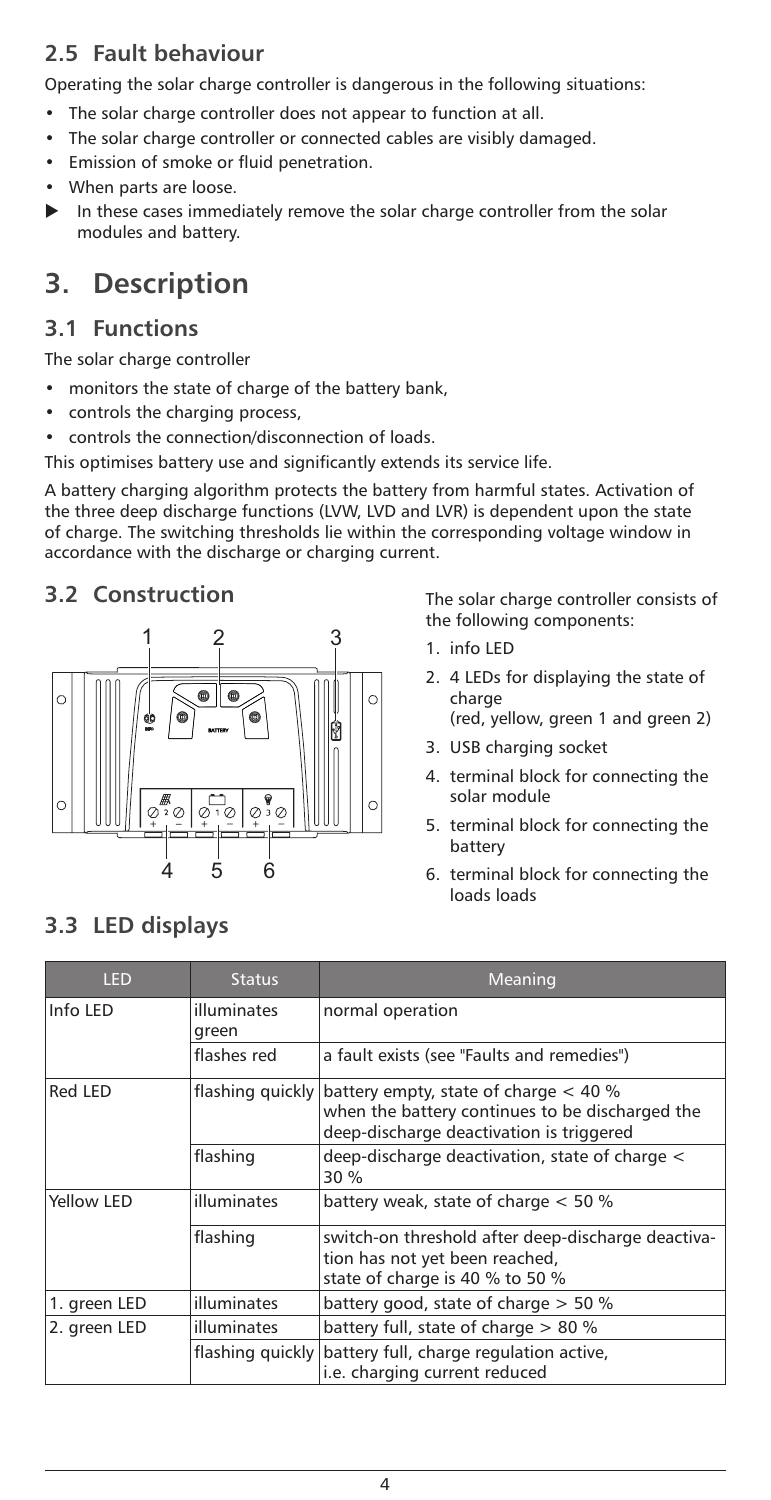## 2.5 Fault behaviour

Operating the solar charge controller is dangerous in the following situations:

- The solar charge controller does not appear to function at all.
- The solar charge controller or connected cables are visibly damaged.
- Emission of smoke or fluid penetration.
- When parts are loose.
- ▶ In these cases immediately remove the solar charge controller from the solar modules and battery.

# 3. Description

## 3.1 Functions

The solar charge controller

- monitors the state of charge of the battery bank,
- controls the charging process,
- controls the connection/disconnection of loads.

This optimises battery use and significantly extends its service life.

A battery charging algorithm protects the battery from harmful states. Activation of the three deep discharge functions (LVW, LVD and LVR) is dependent upon the state of charge. The switching thresholds lie within the corresponding voltage window in accordance with the discharge or charging current.

## 3.2 Construction

1 2 3

4 5 6

The solar charge controller consists of the following components:

1. info LED
2. 4 LEDs for displaying the state of charge (red, yellow, green 1 and green 2)
3. USB charging socket
4. terminal block for connecting the solar module
5. terminal block for connecting the battery
6. terminal block for connecting the loads loads

## 3.3 LED displays

| LED | Status | Meaning |
|---|---|---|
| Info LED | illuminates green | normal operation |
| | flashes red | a fault exists (see "Faults and remedies") |
| Red LED | flashing quickly | battery empty, state of charge < 40 % when the battery continues to be discharged the deep-discharge deactivation is triggered |
| | flashing | deep-discharge deactivation, state of charge < 30 % |
| Yellow LED | illuminates | battery weak, state of charge < 50 % |
| | flashing | switch-on threshold after deep-discharge deactivation has not yet been reached, state of charge is 40 % to 50 % |
| 1. green LED | illuminates | battery good, state of charge > 50 % |
| 2. green LED | illuminates | battery full, state of charge > 80 % |
| | flashing quickly | battery full, charge regulation active, i.e. charging current reduced |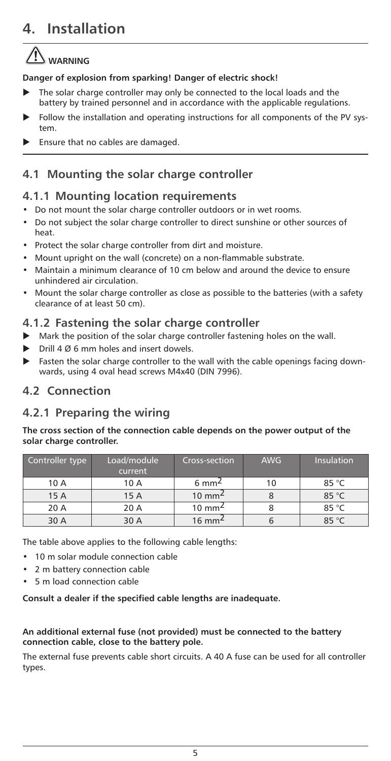# 4. Installation

**⚠ WARNING**

**Danger of explosion from sparking! Danger of electric shock!**

- The solar charge controller may only be connected to the local loads and the battery by trained personnel and in accordance with the applicable regulations.
- Follow the installation and operating instructions for all components of the PV system.
- Ensure that no cables are damaged.

## 4.1 Mounting the solar charge controller

### 4.1.1 Mounting location requirements

- Do not mount the solar charge controller outdoors or in wet rooms.
- Do not subject the solar charge controller to direct sunshine or other sources of heat.
- Protect the solar charge controller from dirt and moisture.
- Mount upright on the wall (concrete) on a non-flammable substrate.
- Maintain a minimum clearance of 10 cm below and around the device to ensure unhindered air circulation.
- Mount the solar charge controller as close as possible to the batteries (with a safety clearance of at least 50 cm).

### 4.1.2 Fastening the solar charge controller

- Mark the position of the solar charge controller fastening holes on the wall.
- Drill 4 Ø 6 mm holes and insert dowels.
- Fasten the solar charge controller to the wall with the cable openings facing downwards, using 4 oval head screws M4x40 (DIN 7996).

## 4.2 Connection

### 4.2.1 Preparing the wiring

**The cross section of the connection cable depends on the power output of the solar charge controller.**

| Controller type | Load/module current | Cross-section | AWG | Insulation |
|---|---|---|---|---|
| 10 A | 10 A | 6 mm² | 10 | 85 °C |
| 15 A | 15 A | 10 mm² | 8 | 85 °C |
| 20 A | 20 A | 10 mm² | 8 | 85 °C |
| 30 A | 30 A | 16 mm² | 6 | 85 °C |

The table above applies to the following cable lengths:

- 10 m solar module connection cable
- 2 m battery connection cable
- 5 m load connection cable

**Consult a dealer if the specified cable lengths are inadequate.**

**An additional external fuse (not provided) must be connected to the battery connection cable, close to the battery pole.**

The external fuse prevents cable short circuits. A 40 A fuse can be used for all controller types.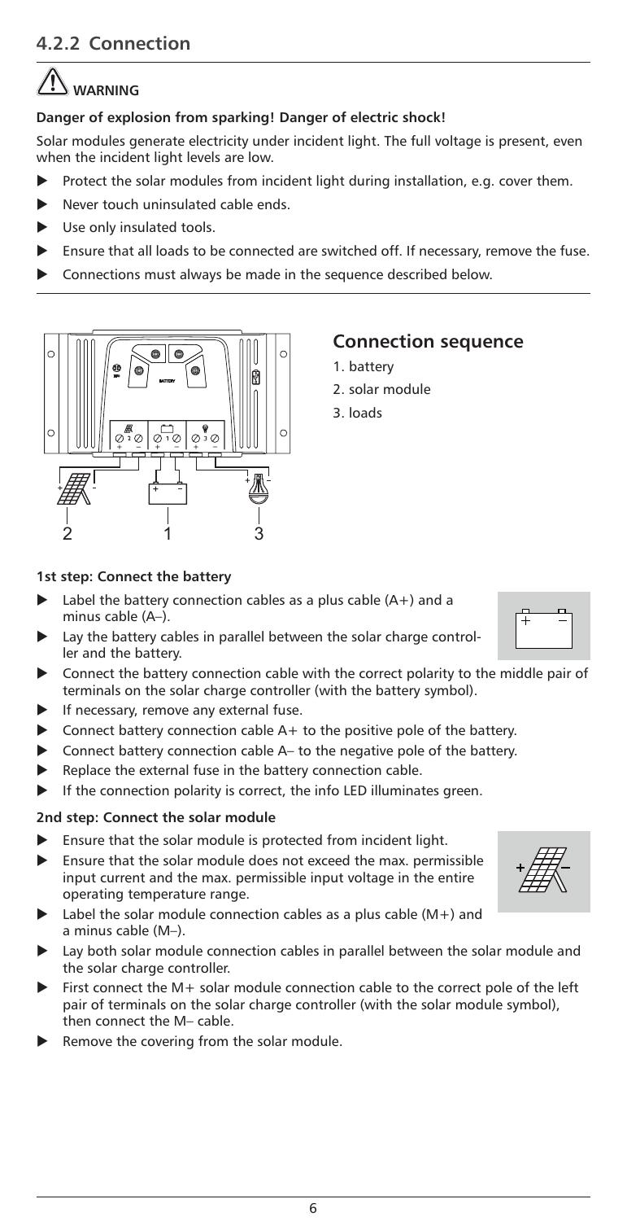## 4.2.2 Connection

**WARNING**

**Danger of explosion from sparking! Danger of electric shock!**

Solar modules generate electricity under incident light. The full voltage is present, even when the incident light levels are low.

- Protect the solar modules from incident light during installation, e.g. cover them.
- Never touch uninsulated cable ends.
- Use only insulated tools.
- Ensure that all loads to be connected are switched off. If necessary, remove the fuse.
- Connections must always be made in the sequence described below.

2
1
3

### Connection sequence

1. battery
2. solar module
3. loads

**1st step: Connect the battery**

- Label the battery connection cables as a plus cable (A+) and a minus cable (A–).
- Lay the battery cables in parallel between the solar charge controller and the battery.
- Connect the battery connection cable with the correct polarity to the middle pair of terminals on the solar charge controller (with the battery symbol).
- If necessary, remove any external fuse.
- Connect battery connection cable A+ to the positive pole of the battery.
- Connect battery connection cable A– to the negative pole of the battery.
- Replace the external fuse in the battery connection cable.
- If the connection polarity is correct, the info LED illuminates green.

**2nd step: Connect the solar module**

- Ensure that the solar module is protected from incident light.
- Ensure that the solar module does not exceed the max. permissible input current and the max. permissible input voltage in the entire operating temperature range.
- Label the solar module connection cables as a plus cable (M+) and a minus cable (M–).
- Lay both solar module connection cables in parallel between the solar module and the solar charge controller.
- First connect the M+ solar module connection cable to the correct pole of the left pair of terminals on the solar charge controller (with the solar module symbol), then connect the M– cable.
- Remove the covering from the solar module.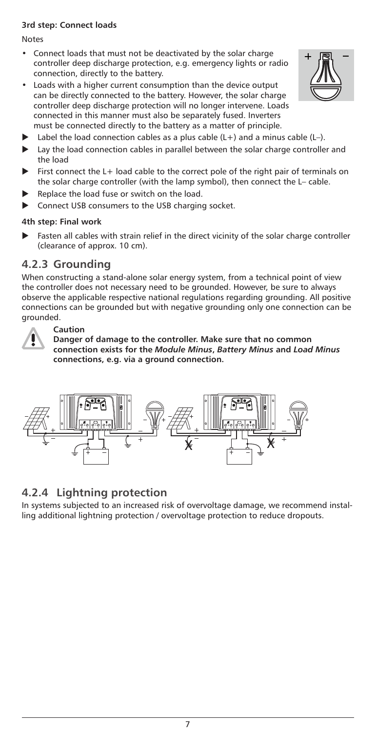**3rd step: Connect loads**

Notes

- Connect loads that must not be deactivated by the solar charge controller deep discharge protection, e.g. emergency lights or radio connection, directly to the battery.
- Loads with a higher current consumption than the device output can be directly connected to the battery. However, the solar charge controller deep discharge protection will no longer intervene. Loads connected in this manner must also be separately fused. Inverters must be connected directly to the battery as a matter of principle.

- ▶ Label the load connection cables as a plus cable (L+) and a minus cable (L–).
- ▶ Lay the load connection cables in parallel between the solar charge controller and the load
- ▶ First connect the L+ load cable to the correct pole of the right pair of terminals on the solar charge controller (with the lamp symbol), then connect the L– cable.
- ▶ Replace the load fuse or switch on the load.
- ▶ Connect USB consumers to the USB charging socket.

**4th step: Final work**

- ▶ Fasten all cables with strain relief in the direct vicinity of the solar charge controller (clearance of approx. 10 cm).

## 4.2.3 Grounding

When constructing a stand-alone solar energy system, from a technical point of view the controller does not necessary need to be grounded. However, be sure to always observe the applicable respective national regulations regarding grounding. All positive connections can be grounded but with negative grounding only one connection can be grounded.

**Caution**
**Danger of damage to the controller. Make sure that no common connection exists for the *Module Minus*, *Battery Minus* and *Load Minus* connections, e.g. via a ground connection.**

## 4.2.4 Lightning protection

In systems subjected to an increased risk of overvoltage damage, we recommend installing additional lightning protection / overvoltage protection to reduce dropouts.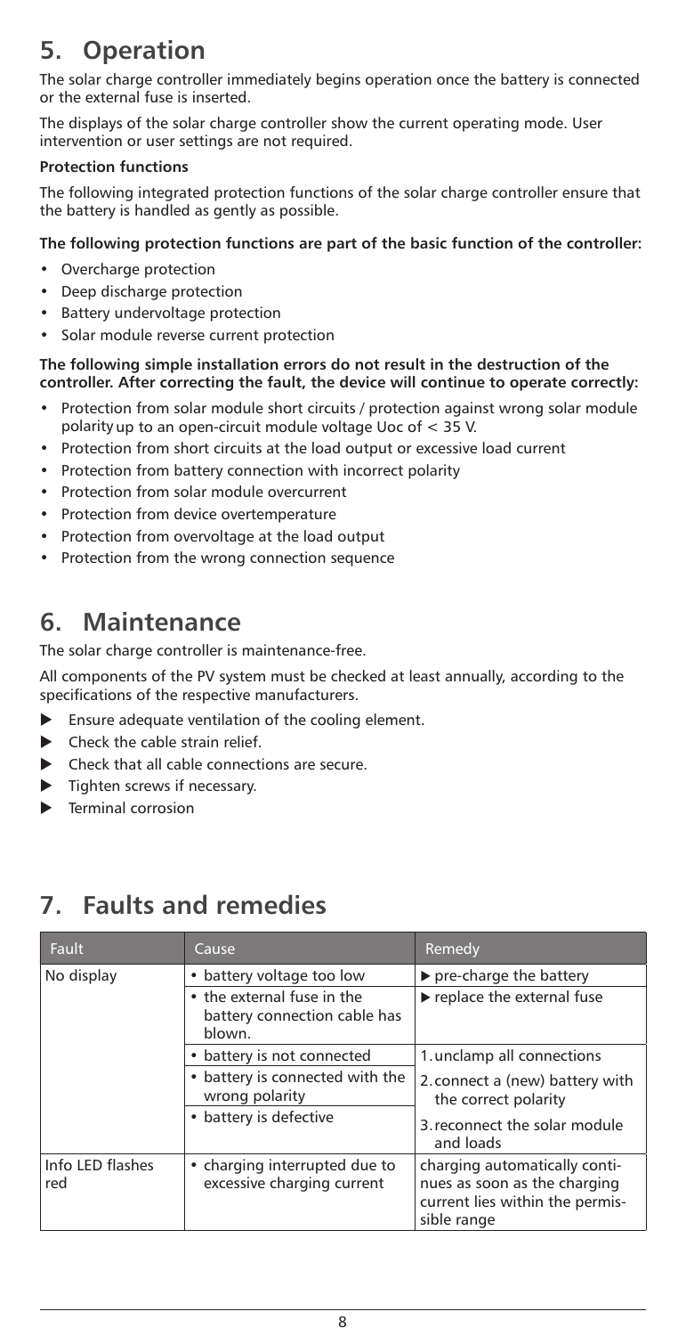## 5. Operation

The solar charge controller immediately begins operation once the battery is connected or the external fuse is inserted.

The displays of the solar charge controller show the current operating mode. User intervention or user settings are not required.

**Protection functions**

The following integrated protection functions of the solar charge controller ensure that the battery is handled as gently as possible.

**The following protection functions are part of the basic function of the controller:**

- Overcharge protection
- Deep discharge protection
- Battery undervoltage protection
- Solar module reverse current protection

**The following simple installation errors do not result in the destruction of the controller. After correcting the fault, the device will continue to operate correctly:**

- Protection from solar module short circuits / protection against wrong solar module polarity up to an open-circuit module voltage Uoc of < 35 V.
- Protection from short circuits at the load output or excessive load current
- Protection from battery connection with incorrect polarity
- Protection from solar module overcurrent
- Protection from device overtemperature
- Protection from overvoltage at the load output
- Protection from the wrong connection sequence

## 6. Maintenance

The solar charge controller is maintenance-free.

All components of the PV system must be checked at least annually, according to the specifications of the respective manufacturers.

- ▶ Ensure adequate ventilation of the cooling element.
- ▶ Check the cable strain relief.
- ▶ Check that all cable connections are secure.
- ▶ Tighten screws if necessary.
- ▶ Terminal corrosion

## 7. Faults and remedies

| Fault | Cause | Remedy |
|---|---|---|
| No display | • battery voltage too low | ▶ pre-charge the battery |
| | • the external fuse in the battery connection cable has blown. | ▶ replace the external fuse |
| | • battery is not connected<br>• battery is connected with the wrong polarity<br>• battery is defective | 1. unclamp all connections<br>2. connect a (new) battery with the correct polarity<br>3. reconnect the solar module and loads |
| Info LED flashes red | • charging interrupted due to excessive charging current | charging automatically continues as soon as the charging current lies within the permissible range |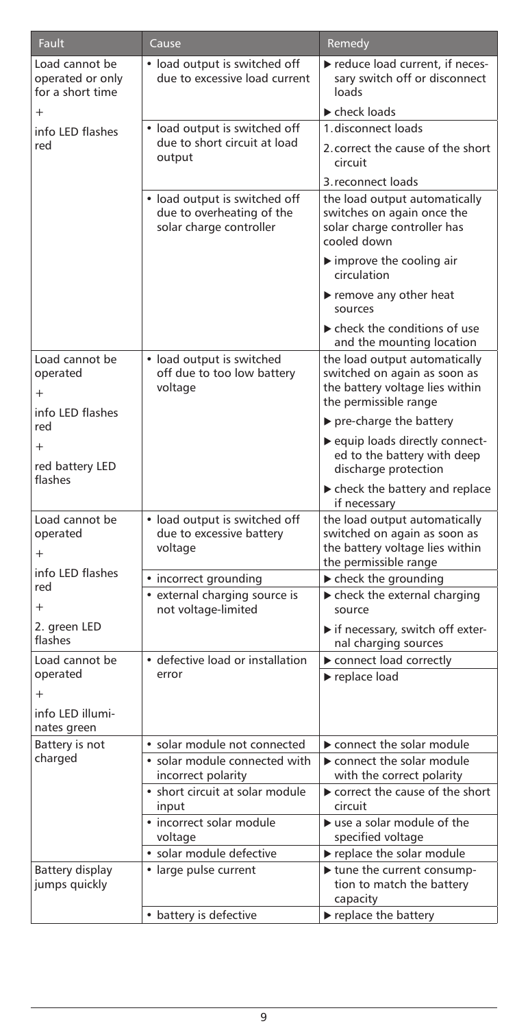| Fault | Cause | Remedy |
|---|---|---|
| Load cannot be operated or only for a short time + info LED flashes red | • load output is switched off due to excessive load current | ▶ reduce load current, if necessary switch off or disconnect loads<br>▶ check loads |
| | • load output is switched off due to short circuit at load output | 1. disconnect loads<br>2. correct the cause of the short circuit<br>3. reconnect loads |
| | • load output is switched off due to overheating of the solar charge controller | the load output automatically switches on again once the solar charge controller has cooled down<br>▶ improve the cooling air circulation<br>▶ remove any other heat sources<br>▶ check the conditions of use and the mounting location |
| Load cannot be operated + info LED flashes red + red battery LED flashes | • load output is switched off due to too low battery voltage | the load output automatically switched on again as soon as the battery voltage lies within the permissible range<br>▶ pre-charge the battery<br>▶ equip loads directly connected to the battery with deep discharge protection<br>▶ check the battery and replace if necessary |
| Load cannot be operated + info LED flashes red + 2. green LED flashes | • load output is switched off due to excessive battery voltage | the load output automatically switched on again as soon as the battery voltage lies within the permissible range |
| | • incorrect grounding | ▶ check the grounding |
| | • external charging source is not voltage-limited | ▶ check the external charging source<br>▶ if necessary, switch off external charging sources |
| Load cannot be operated + info LED illuminates green | • defective load or installation error | ▶ connect load correctly<br>▶ replace load |
| Battery is not charged | • solar module not connected | ▶ connect the solar module |
| | • solar module connected with incorrect polarity | ▶ connect the solar module with the correct polarity |
| | • short circuit at solar module input | ▶ correct the cause of the short circuit |
| | • incorrect solar module voltage | ▶ use a solar module of the specified voltage |
| | • solar module defective | ▶ replace the solar module |
| Battery display jumps quickly | • large pulse current | ▶ tune the current consumption to match the battery capacity |
| | • battery is defective | ▶ replace the battery |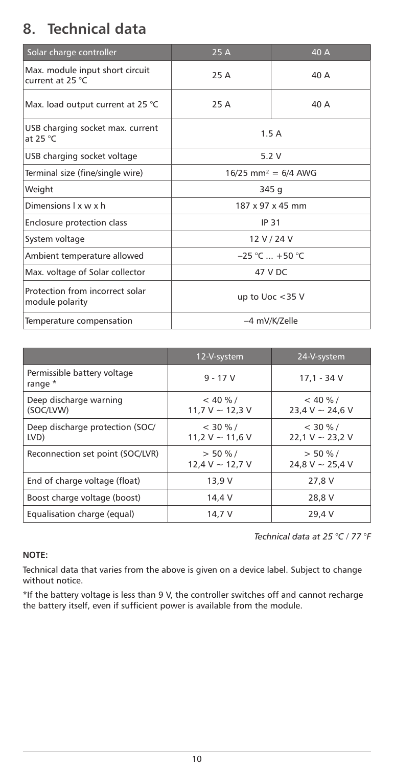# 8. Technical data

| Solar charge controller | 25 A | 40 A |
|---|---|---|
| Max. module input short circuit current at 25 °C | 25 A | 40 A |
| Max. load output current at 25 °C | 25 A | 40 A |
| USB charging socket max. current at 25 °C | 1.5 A | |
| USB charging socket voltage | 5.2 V | |
| Terminal size (fine/single wire) | 16/25 mm² = 6/4 AWG | |
| Weight | 345 g | |
| Dimensions l x w x h | 187 x 97 x 45 mm | |
| Enclosure protection class | IP 31 | |
| System voltage | 12 V / 24 V | |
| Ambient temperature allowed | –25 °C ... +50 °C | |
| Max. voltage of Solar collector | 47 V DC | |
| Protection from incorrect solar module polarity | up to Uoc <35 V | |
| Temperature compensation | –4 mV/K/Zelle | |

| | 12-V-system | 24-V-system |
|---|---|---|
| Permissible battery voltage range * | 9 - 17 V | 17,1 - 34 V |
| Deep discharge warning (SOC/LVW) | < 40 % / 11,7 V ~ 12,3 V | < 40 % / 23,4 V ~ 24,6 V |
| Deep discharge protection (SOC/ LVD) | < 30 % / 11,2 V ~ 11,6 V | < 30 % / 22,1 V ~ 23,2 V |
| Reconnection set point (SOC/LVR) | > 50 % / 12,4 V ~ 12,7 V | > 50 % / 24,8 V ~ 25,4 V |
| End of charge voltage (float) | 13,9 V | 27,8 V |
| Boost charge voltage (boost) | 14,4 V | 28,8 V |
| Equalisation charge (equal) | 14,7 V | 29,4 V |

*Technical data at 25 °C / 77 °F*

**NOTE:**

Technical data that varies from the above is given on a device label. Subject to change without notice.

*If the battery voltage is less than 9 V, the controller switches off and cannot recharge the battery itself, even if sufficient power is available from the module.